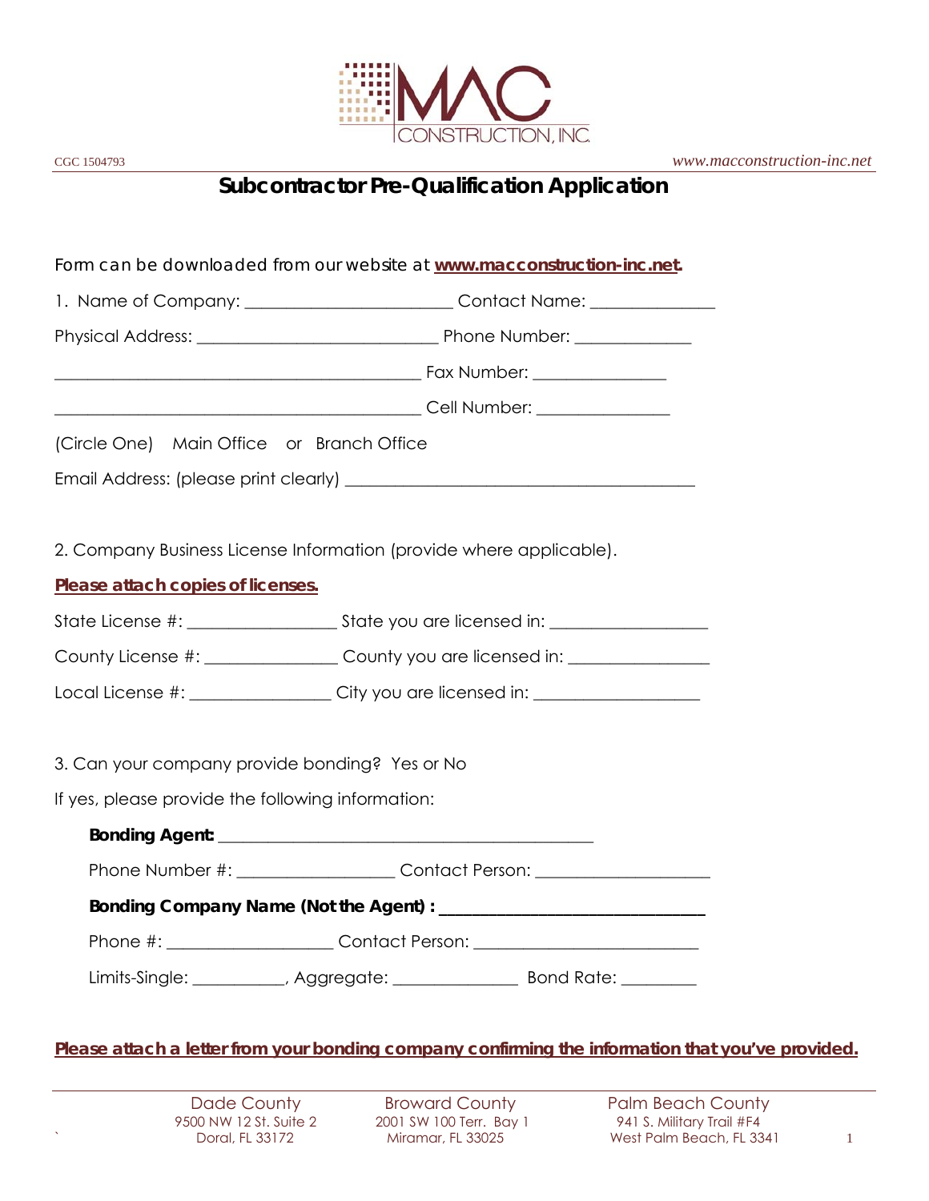MAC CONSTRUCTION, INC.

CGC 1504793 www.macconstruction-inc.net

# Subcontractor Pre-Qualification Application

Form can be downloaded from our website at **www.macconstruction-inc.net.**

1. Name of Company: _______________________ Contact Name: ______________

Physical Address: ___________________________ Phone Number: _____________

_________________________________________ Fax Number: _______________

_________________________________________ Cell Number: _______________

(Circle One) Main Office or Branch Office

Email Address: (please print clearly) ________________________________________

2. Company Business License Information (provide where applicable).

**Please attach copies of licenses.**

State License #: ________________ State you are licensed in: _________________

County License #: _______________ County you are licensed in: ________________

Local License #: ________________ City you are licensed in: __________________

3. Can your company provide bonding? Yes or No

If yes, please provide the following information:

**Bonding Agent:** ___________________________________________

Phone Number #: _________________ Contact Person: ___________________

**Bonding Company Name (Not the Agent) :** _____________________________

Phone #: ___________________ Contact Person: _________________________

Limits-Single: __________, Aggregate: ______________ Bond Rate: ________

**Please attach a letter from your bonding company confirming the information that you've provided.**

Dade County
9500 NW 12 St. Suite 2
Doral, FL 33172

Broward County
2001 SW 100 Terr. Bay 1
Miramar, FL 33025

Palm Beach County
941 S. Military Trail #F4
West Palm Beach, FL 3341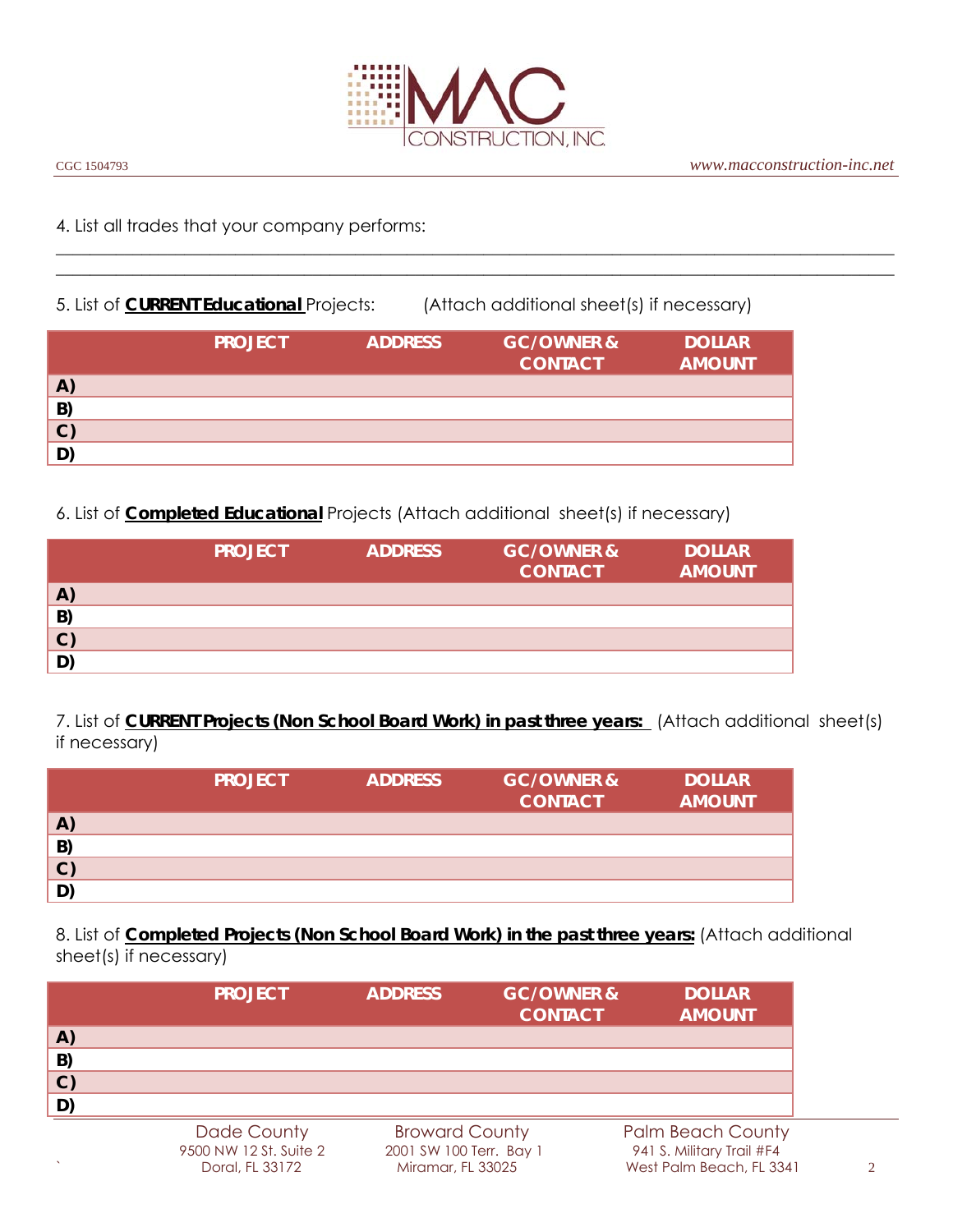4. List all trades that your company performs:

\_\_\_\_\_\_\_\_\_\_\_\_\_\_\_\_\_\_\_\_\_\_\_\_\_\_\_\_\_\_\_\_\_\_\_\_\_\_\_\_\_\_\_\_\_\_\_\_\_\_\_\_\_\_\_\_\_\_\_\_\_\_\_\_\_\_\_\_\_\_\_\_\_\_\_\_\_\_\_\_

\_\_\_\_\_\_\_\_\_\_\_\_\_\_\_\_\_\_\_\_\_\_\_\_\_\_\_\_\_\_\_\_\_\_\_\_\_\_\_\_\_\_\_\_\_\_\_\_\_\_\_\_\_\_\_\_\_\_\_\_\_\_\_\_\_\_\_\_\_\_\_\_\_\_\_\_\_\_\_\_

5. List of **CURRENT Educational** Projects: (Attach additional sheet(s) if necessary)

| | PROJECT | ADDRESS | GC/OWNER & CONTACT | DOLLAR AMOUNT |
|---|---|---|---|---|
| A) | | | | |
| B) | | | | |
| C) | | | | |
| D) | | | | |

6. List of **Completed Educational** Projects (Attach additional sheet(s) if necessary)

| | PROJECT | ADDRESS | GC/OWNER & CONTACT | DOLLAR AMOUNT |
|---|---|---|---|---|
| A) | | | | |
| B) | | | | |
| C) | | | | |
| D) | | | | |

7. List of **CURRENT Projects (Non School Board Work) in past three years:** (Attach additional sheet(s) if necessary)

| | PROJECT | ADDRESS | GC/OWNER & CONTACT | DOLLAR AMOUNT |
|---|---|---|---|---|
| A) | | | | |
| B) | | | | |
| C) | | | | |
| D) | | | | |

8. List of **Completed Projects (Non School Board Work) in the past three years:** (Attach additional sheet(s) if necessary)

| | PROJECT | ADDRESS | GC/OWNER & CONTACT | DOLLAR AMOUNT |
|---|---|---|---|---|
| A) | | | | |
| B) | | | | |
| C) | | | | |
| D) | | | | |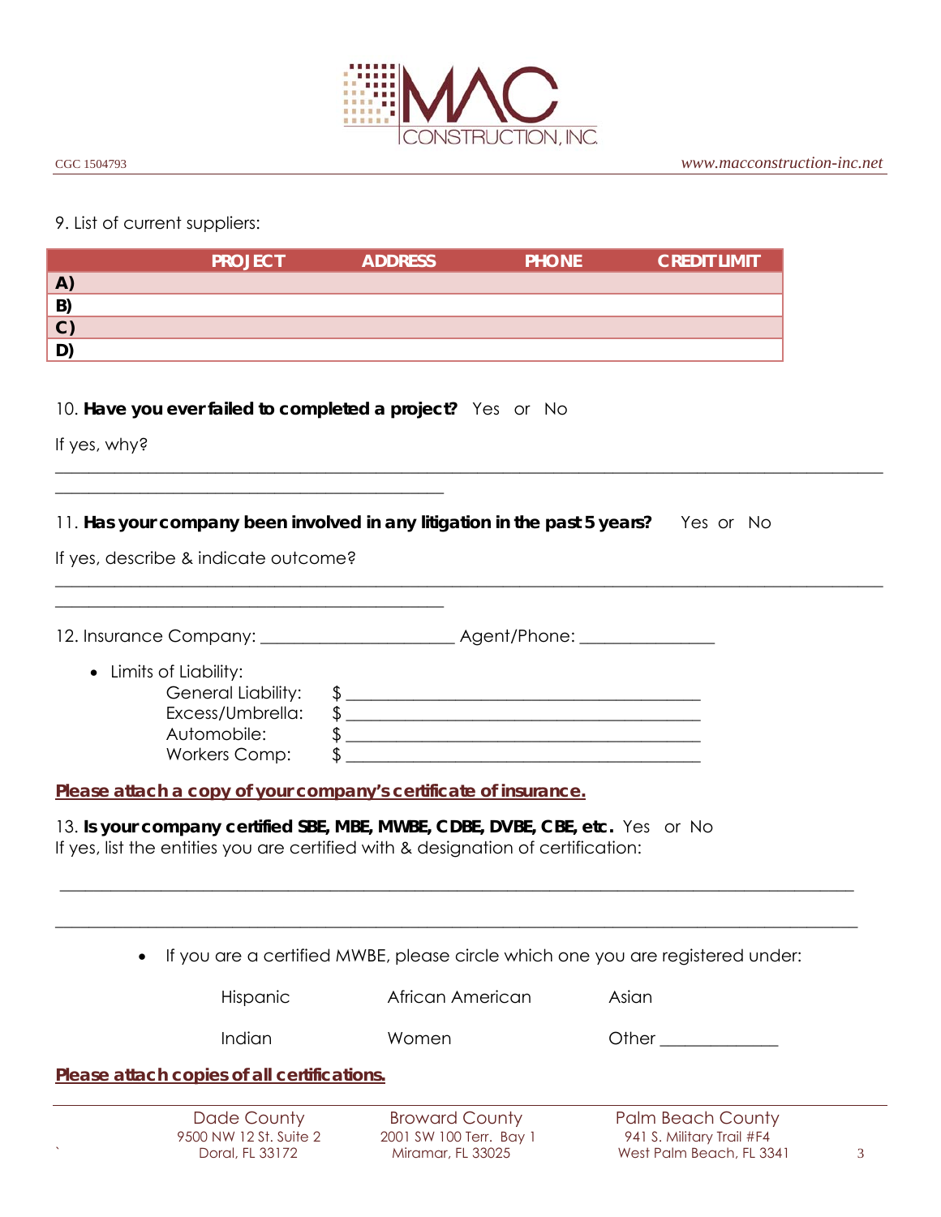9. List of current suppliers:

| | PROJECT | ADDRESS | PHONE | CREDIT LIMIT |
|---|---|---|---|---|
| A) | | | | |
| B) | | | | |
| C) | | | | |
| D) | | | | |

10. **Have you ever failed to completed a project?** Yes or No

If yes, why?

______________________________________________________________________________________________

____________________________________________

11. **Has your company been involved in any litigation in the past 5 years?** Yes or No

If yes, describe & indicate outcome?

______________________________________________________________________________________________

____________________________________________

12. Insurance Company: ______________________ Agent/Phone: _______________

- Limits of Liability:
  - General Liability: $ ________________________________________
  - Excess/Umbrella: $ ________________________________________
  - Automobile: $ ________________________________________
  - Workers Comp: $ ________________________________________

**Please attach a copy of your company's certificate of insurance.**

13. **Is your company certified SBE, MBE, MWBE, CDBE, DVBE, CBE, etc.** Yes or No
If yes, list the entities you are certified with & designation of certification:

______________________________________________________________________________________________

______________________________________________________________________________________________

- If you are a certified MWBE, please circle which one you are registered under:

Hispanic African American Asian

Indian Women Other _____________

**Please attach copies of all certifications.**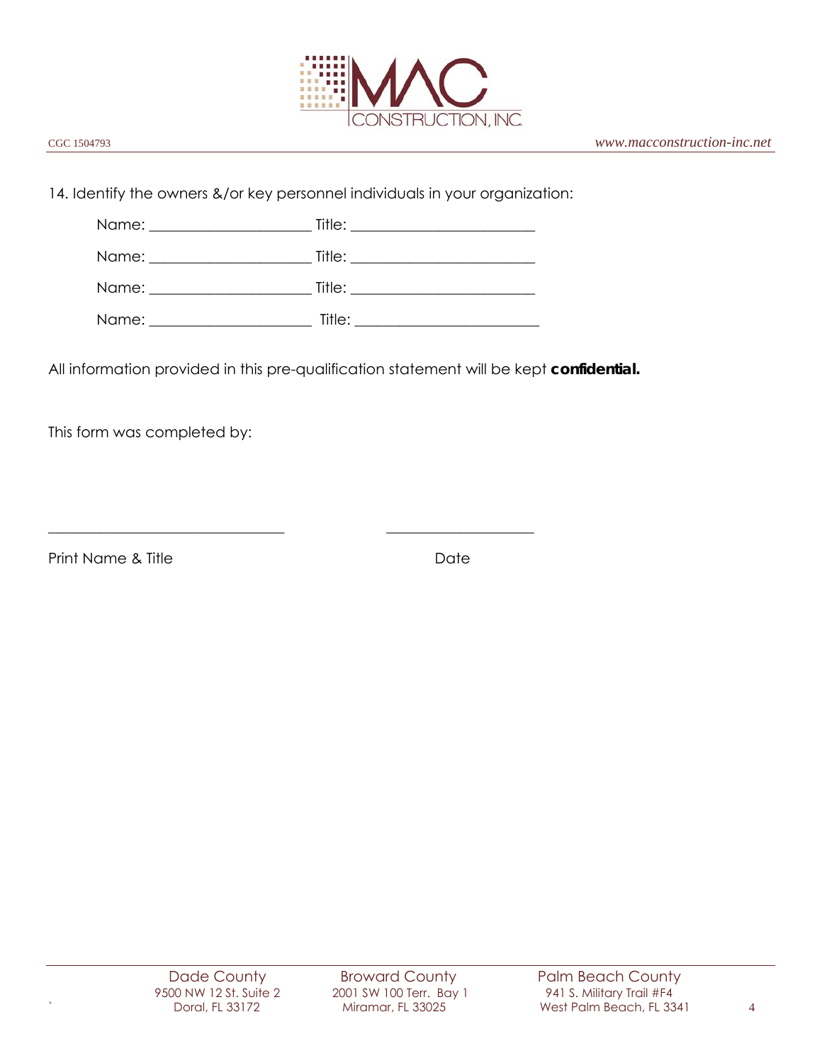14. Identify the owners &/or key personnel individuals in your organization:

Name: ______________________ Title: _________________________

Name: ______________________ Title: _________________________

Name: ______________________ Title: _________________________

Name: ______________________ Title: _________________________

All information provided in this pre-qualification statement will be kept **confidential.**

This form was completed by:

_________________________________ ____________________

Print Name & Title Date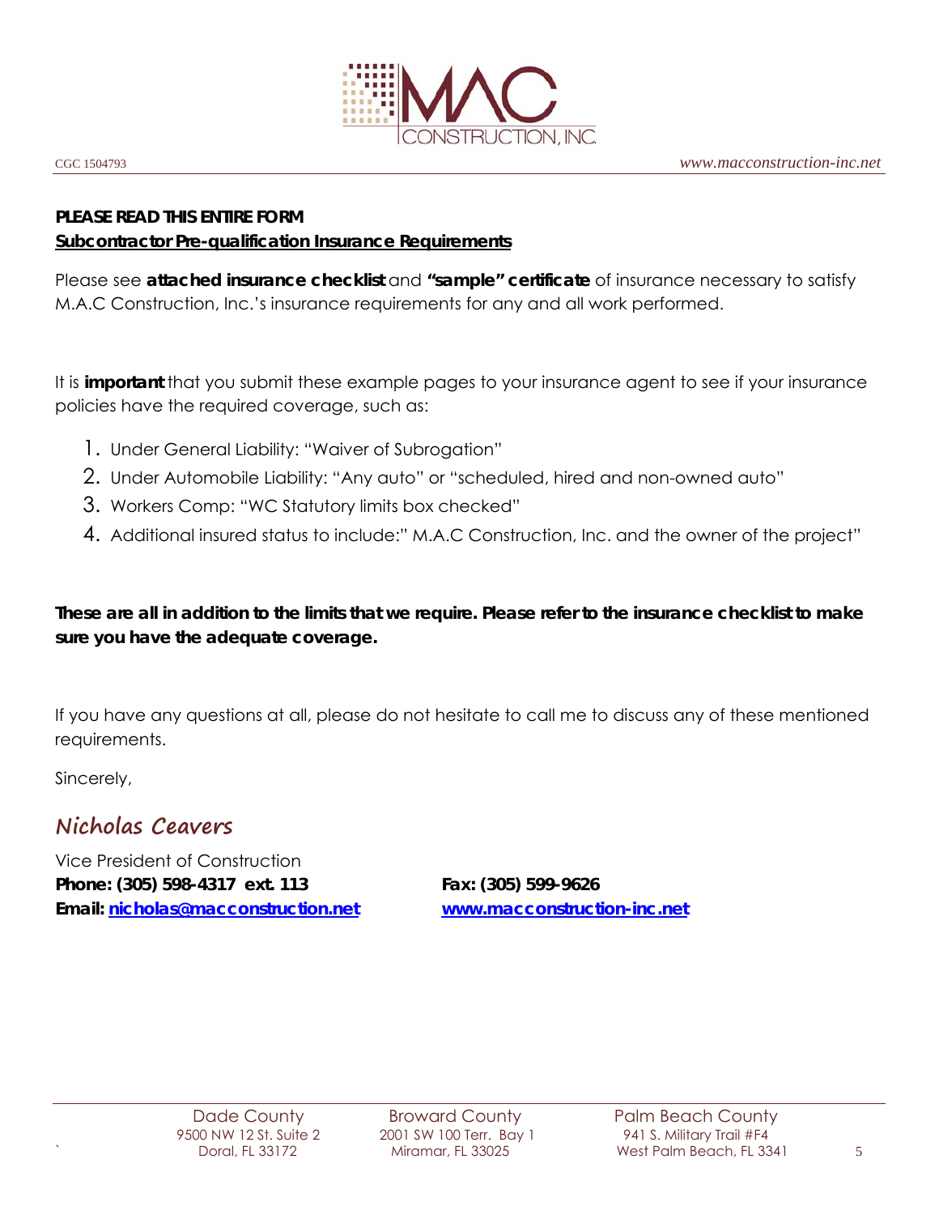CGC 1504793 *www.macconstruction-inc.net*

**PLEASE READ THIS ENTIRE FORM**

**Subcontractor Pre-qualification Insurance Requirements**

Please see **attached insurance checklist** and **"sample" certificate** of insurance necessary to satisfy M.A.C Construction, Inc.'s insurance requirements for any and all work performed.

It is **important** that you submit these example pages to your insurance agent to see if your insurance policies have the required coverage, such as:

1. Under General Liability: "Waiver of Subrogation"
2. Under Automobile Liability: "Any auto" or "scheduled, hired and non-owned auto"
3. Workers Comp: "WC Statutory limits box checked"
4. Additional insured status to include:" M.A.C Construction, Inc. and the owner of the project"

**These are all in addition to the limits that we require. Please refer to the insurance checklist to make sure you have the adequate coverage.**

If you have any questions at all, please do not hesitate to call me to discuss any of these mentioned requirements.

Sincerely,

*Nicholas Ceavers*

Vice President of Construction

**Phone: (305) 598-4317 ext. 113** **Fax: (305) 599-9626**

**Email: nicholas@macconstruction.net** **www.macconstruction-inc.net**

| Dade County | Broward County | Palm Beach County |
|---|---|---|
| 9500 NW 12 St. Suite 2 | 2001 SW 100 Terr. Bay 1 | 941 S. Military Trail #F4 |
| Doral, FL 33172 | Miramar, FL 33025 | West Palm Beach, FL 3341 |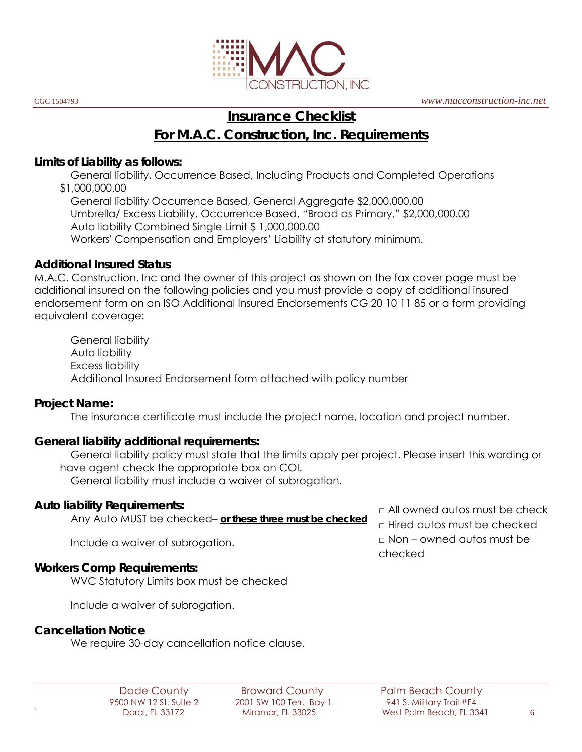MAC CONSTRUCTION, INC.

CGC 1504793 *www.macconstruction-inc.net*

# Insurance Checklist

## For M.A.C. Construction, Inc. Requirements

**Limits of Liability as follows:**

General liability, Occurrence Based, Including Products and Completed Operations $1,000,000.00

General liability Occurrence Based, General Aggregate $2,000,000.00

Umbrella/ Excess Liability, Occurrence Based, "Broad as Primary," $2,000,000.00

Auto liability Combined Single Limit $ 1,000,000.00

Workers' Compensation and Employers' Liability at statutory minimum.

**Additional Insured Status**

M.A.C. Construction, Inc and the owner of this project as shown on the fax cover page must be additional insured on the following policies and you must provide a copy of additional insured endorsement form on an ISO Additional Insured Endorsements CG 20 10 11 85 or a form providing equivalent coverage:

General liability
Auto liability
Excess liability
Additional Insured Endorsement form attached with policy number

**Project Name:**

The insurance certificate must include the project name, location and project number.

**General liability additional requirements:**

General liability policy must state that the limits apply per project. Please insert this wording or have agent check the appropriate box on COI.

General liability must include a waiver of subrogation.

**Auto liability Requirements:**

Any Auto MUST be checked– **or these three must be checked**

- □ All owned autos must be check
- □ Hired autos must be checked
- □ Non – owned autos must be checked

Include a waiver of subrogation.

**Workers Comp Requirements:**

WVC Statutory Limits box must be checked

Include a waiver of subrogation.

**Cancellation Notice**

We require 30-day cancellation notice clause.

Dade County
9500 NW 12 St. Suite 2
Doral, FL 33172

Broward County
2001 SW 100 Terr. Bay 1
Miramar, FL 33025

Palm Beach County
941 S. Military Trail #F4
West Palm Beach, FL 3341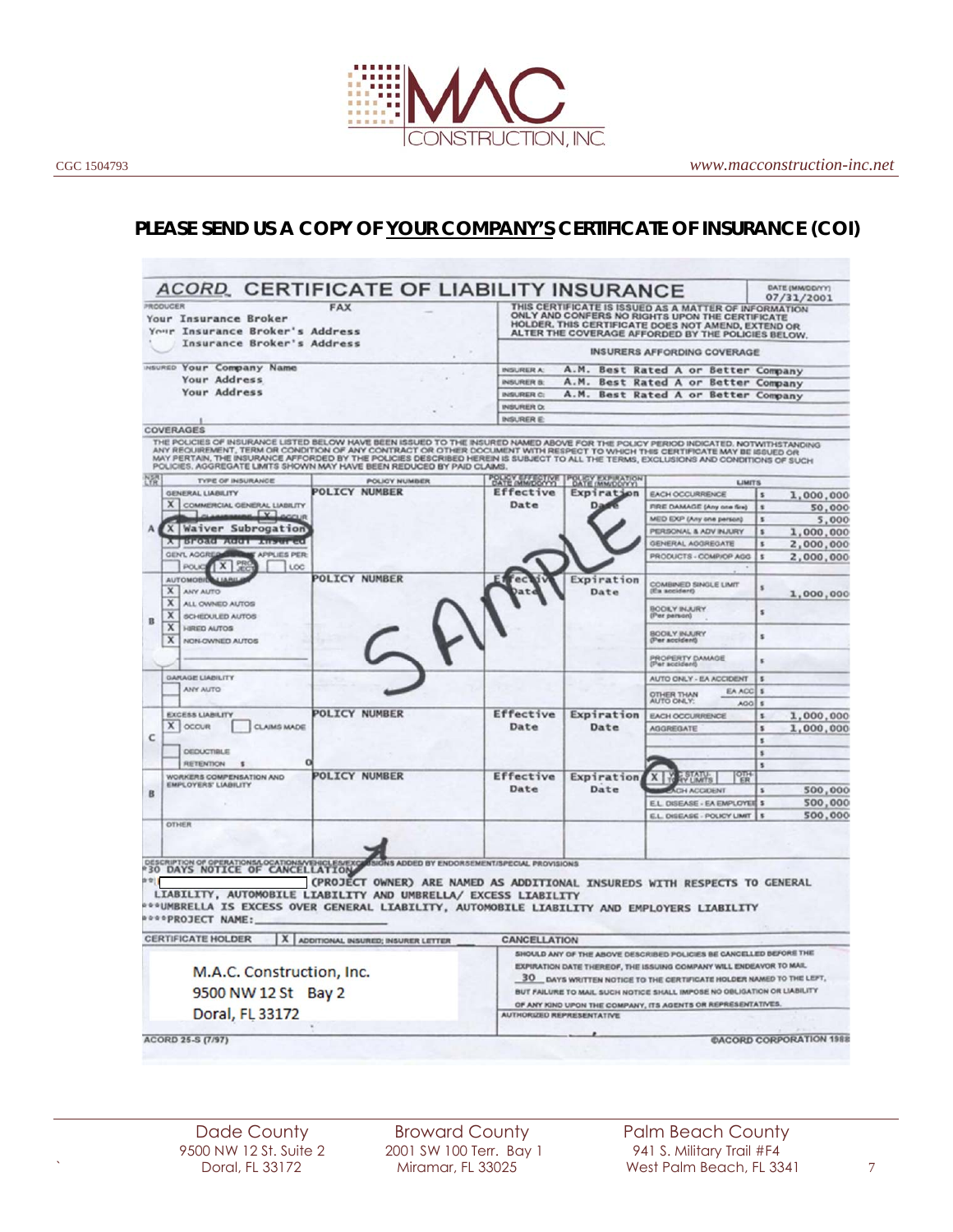MAC CONSTRUCTION, INC.

CGC 1504793 www.macconstruction-inc.net

# PLEASE SEND US A COPY OF YOUR COMPANY'S CERTIFICATE OF INSURANCE (COI)

## ACORD CERTIFICATE OF LIABILITY INSURANCE

DATE (MM/DD/YY) 07/31/2001

PRODUCER FAX
Your Insurance Broker
Your Insurance Broker's Address
Insurance Broker's Address

THIS CERTIFICATE IS ISSUED AS A MATTER OF INFORMATION ONLY AND CONFERS NO RIGHTS UPON THE CERTIFICATE HOLDER. THIS CERTIFICATE DOES NOT AMEND, EXTEND OR ALTER THE COVERAGE AFFORDED BY THE POLICIES BELOW.

INSURED Your Company Name
Your Address
Your Address

INSURERS AFFORDING COVERAGE

| | |
|---|---|
| INSURER A: | A.M. Best Rated A or Better Company |
| INSURER B: | A.M. Best Rated A or Better Company |
| INSURER C: | A.M. Best Rated A or Better Company |
| INSURER D: | |
| INSURER E: | |

### COVERAGES

THE POLICIES OF INSURANCE LISTED BELOW HAVE BEEN ISSUED TO THE INSURED NAMED ABOVE FOR THE POLICY PERIOD INDICATED. NOTWITHSTANDING ANY REQUIREMENT, TERM OR CONDITION OF ANY CONTRACT OR OTHER DOCUMENT WITH RESPECT TO WHICH THIS CERTIFICATE MAY BE ISSUED OR MAY PERTAIN, THE INSURANCE AFFORDED BY THE POLICIES DESCRIBED HEREIN IS SUBJECT TO ALL THE TERMS, EXCLUSIONS AND CONDITIONS OF SUCH POLICIES. AGGREGATE LIMITS SHOWN MAY HAVE BEEN REDUCED BY PAID CLAIMS.

| INSR LTR | TYPE OF INSURANCE | POLICY NUMBER | POLICY EFFECTIVE DATE (MM/DD/YY) | POLICY EXPIRATION DATE (MM/DD/YY) | LIMITS | |
|---|---|---|---|---|---|---|
| A | GENERAL LIABILITY<br>X COMMERCIAL GENERAL LIABILITY<br>CLAIMS MADE X OCCUR<br>X Waiver Subrogation<br>X Broad Addl Insured<br>GEN'L AGGREGATE LIMIT APPLIES PER:<br>POLICY X PROJECT LOC | POLICY NUMBER | Effective Date | Expiration Date | EACH OCCURRENCE | $ 1,000,000 |
| | | | | | FIRE DAMAGE (Any one fire) | $ 50,000 |
| | | | | | MED EXP (Any one person) | $ 5,000 |
| | | | | | PERSONAL & ADV INJURY | $ 1,000,000 |
| | | | | | GENERAL AGGREGATE | $ 2,000,000 |
| | | | | | PRODUCTS - COMP/OP AGG | $ 2,000,000 |
| B | AUTOMOBILE LIABILITY<br>X ANY AUTO<br>X ALL OWNED AUTOS<br>X SCHEDULED AUTOS<br>X HIRED AUTOS<br>X NON-OWNED AUTOS | POLICY NUMBER | Effective Date | Expiration Date | COMBINED SINGLE LIMIT (Ea accident) | $ 1,000,000 |
| | | | | | BODILY INJURY (Per person) | $ |
| | | | | | BODILY INJURY (Per accident) | $ |
| | | | | | PROPERTY DAMAGE (Per accident) | $ |
| | GARAGE LIABILITY<br>ANY AUTO | | | | AUTO ONLY - EA ACCIDENT | $ |
| | | | | | OTHER THAN AUTO ONLY: EA ACC | $ |
| | | | | | AGG | $ |
| C | EXCESS LIABILITY<br>X OCCUR CLAIMS MADE<br>DEDUCTIBLE<br>RETENTION $ 0 | POLICY NUMBER | Effective Date | Expiration Date | EACH OCCURRENCE | $ 1,000,000 |
| | | | | | AGGREGATE | $ 1,000,000 |
| B | WORKERS COMPENSATION AND EMPLOYERS' LIABILITY | POLICY NUMBER | Effective Date | Expiration Date | X WC STATUTORY LIMITS OTHER | |
| | | | | | E.L. EACH ACCIDENT | $ 500,000 |
| | | | | | E.L. DISEASE - EA EMPLOYEE | $ 500,000 |
| | | | | | E.L. DISEASE - POLICY LIMIT | $ 500,000 |
| | OTHER | | | | | |

DESCRIPTION OF OPERATIONS/LOCATIONS/VEHICLES/EXCLUSIONS ADDED BY ENDORSEMENT/SPECIAL PROVISIONS
*30 DAYS NOTICE OF CANCELLATION
** [ ] (PROJECT OWNER) ARE NAMED AS ADDITIONAL INSUREDS WITH RESPECTS TO GENERAL LIABILITY, AUTOMOBILE LIABILITY AND UMBRELLA/ EXCESS LIABILITY
***UMBRELLA IS EXCESS OVER GENERAL LIABILITY, AUTOMOBILE LIABILITY AND EMPLOYERS LIABILITY
****PROJECT NAME:

CERTIFICATE HOLDER X ADDITIONAL INSURED; INSURER LETTER

M.A.C. Construction, Inc.
9500 NW 12 St Bay 2
Doral, FL 33172

CANCELLATION

SHOULD ANY OF THE ABOVE DESCRIBED POLICIES BE CANCELLED BEFORE THE EXPIRATION DATE THEREOF, THE ISSUING COMPANY WILL ENDEAVOR TO MAIL 30 DAYS WRITTEN NOTICE TO THE CERTIFICATE HOLDER NAMED TO THE LEFT, BUT FAILURE TO MAIL SUCH NOTICE SHALL IMPOSE NO OBLIGATION OR LIABILITY OF ANY KIND UPON THE COMPANY, ITS AGENTS OR REPRESENTATIVES.

AUTHORIZED REPRESENTATIVE

ACORD 25-S (7/97) ©ACORD CORPORATION 1988

SAMPLE

| Dade County | Broward County | Palm Beach County |
|---|---|---|
| 9500 NW 12 St. Suite 2 | 2001 SW 100 Terr. Bay 1 | 941 S. Military Trail #F4 |
| Doral, FL 33172 | Miramar, FL 33025 | West Palm Beach, FL 3341 |